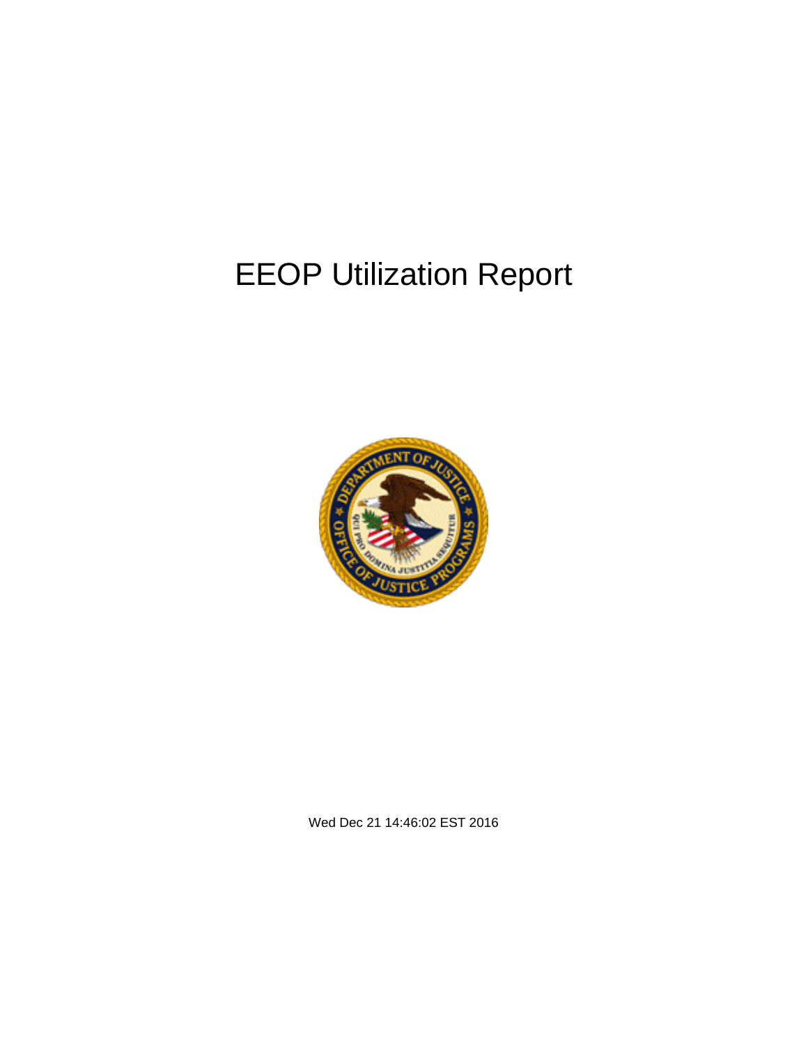# EEOP Utilization Report

Wed Dec 21 14:46:02 EST 2016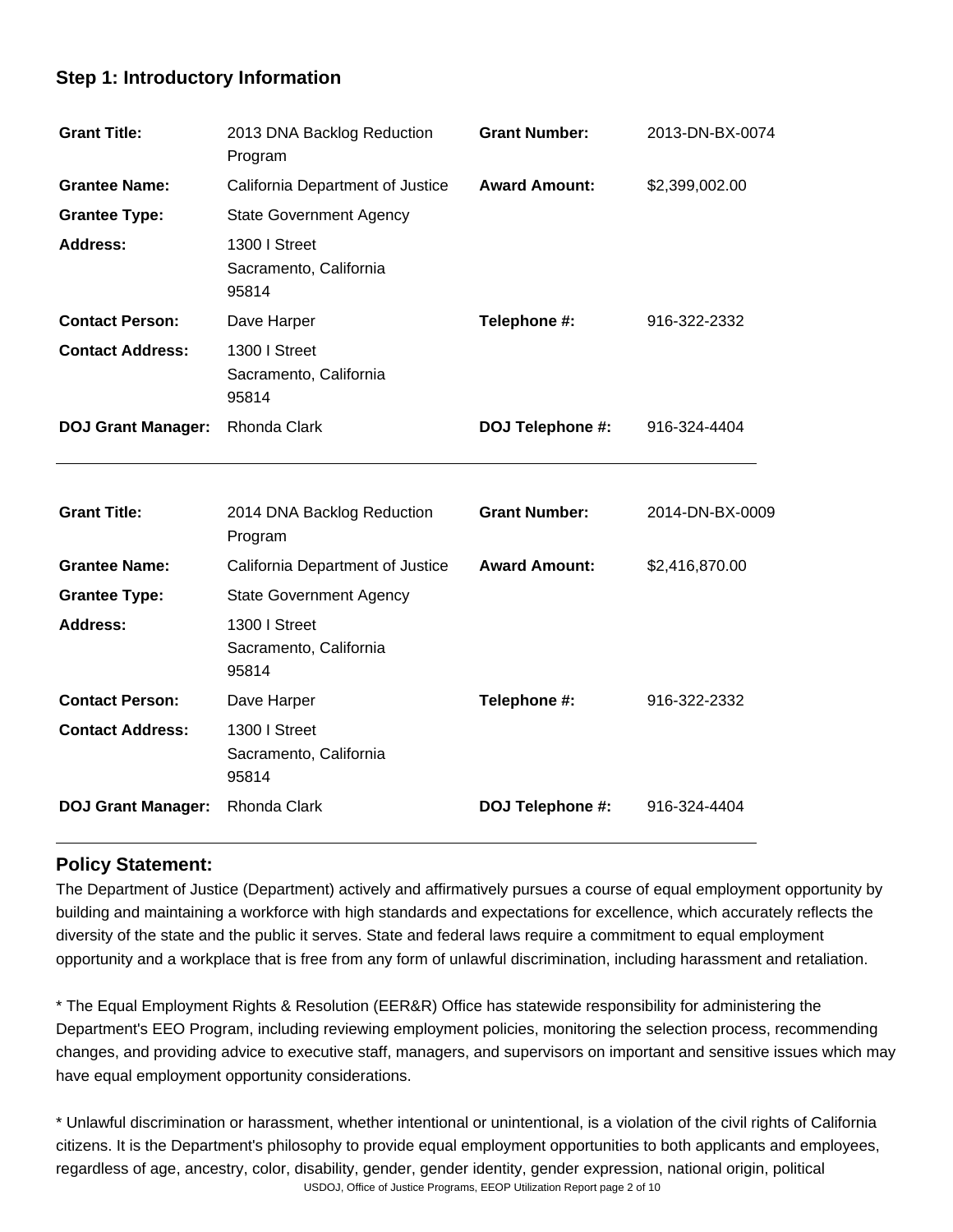## Step 1: Introductory Information

| **Grant Title:** | 2013 DNA Backlog Reduction Program | **Grant Number:** | 2013-DN-BX-0074 |
|---|---|---|---|
| **Grantee Name:** | California Department of Justice | **Award Amount:** | $2,399,002.00 |
| **Grantee Type:** | State Government Agency | | |
| **Address:** | 1300 I Street Sacramento, California 95814 | | |
| **Contact Person:** | Dave Harper | **Telephone #:** | 916-322-2332 |
| **Contact Address:** | 1300 I Street Sacramento, California 95814 | | |
| **DOJ Grant Manager:** | Rhonda Clark | **DOJ Telephone #:** | 916-324-4404 |

| **Grant Title:** | 2014 DNA Backlog Reduction Program | **Grant Number:** | 2014-DN-BX-0009 |
|---|---|---|---|
| **Grantee Name:** | California Department of Justice | **Award Amount:** | $2,416,870.00 |
| **Grantee Type:** | State Government Agency | | |
| **Address:** | 1300 I Street Sacramento, California 95814 | | |
| **Contact Person:** | Dave Harper | **Telephone #:** | 916-322-2332 |
| **Contact Address:** | 1300 I Street Sacramento, California 95814 | | |
| **DOJ Grant Manager:** | Rhonda Clark | **DOJ Telephone #:** | 916-324-4404 |

### Policy Statement:

The Department of Justice (Department) actively and affirmatively pursues a course of equal employment opportunity by building and maintaining a workforce with high standards and expectations for excellence, which accurately reflects the diversity of the state and the public it serves. State and federal laws require a commitment to equal employment opportunity and a workplace that is free from any form of unlawful discrimination, including harassment and retaliation.

* The Equal Employment Rights & Resolution (EER&R) Office has statewide responsibility for administering the Department's EEO Program, including reviewing employment policies, monitoring the selection process, recommending changes, and providing advice to executive staff, managers, and supervisors on important and sensitive issues which may have equal employment opportunity considerations.

* Unlawful discrimination or harassment, whether intentional or unintentional, is a violation of the civil rights of California citizens. It is the Department's philosophy to provide equal employment opportunities to both applicants and employees, regardless of age, ancestry, color, disability, gender, gender identity, gender expression, national origin, political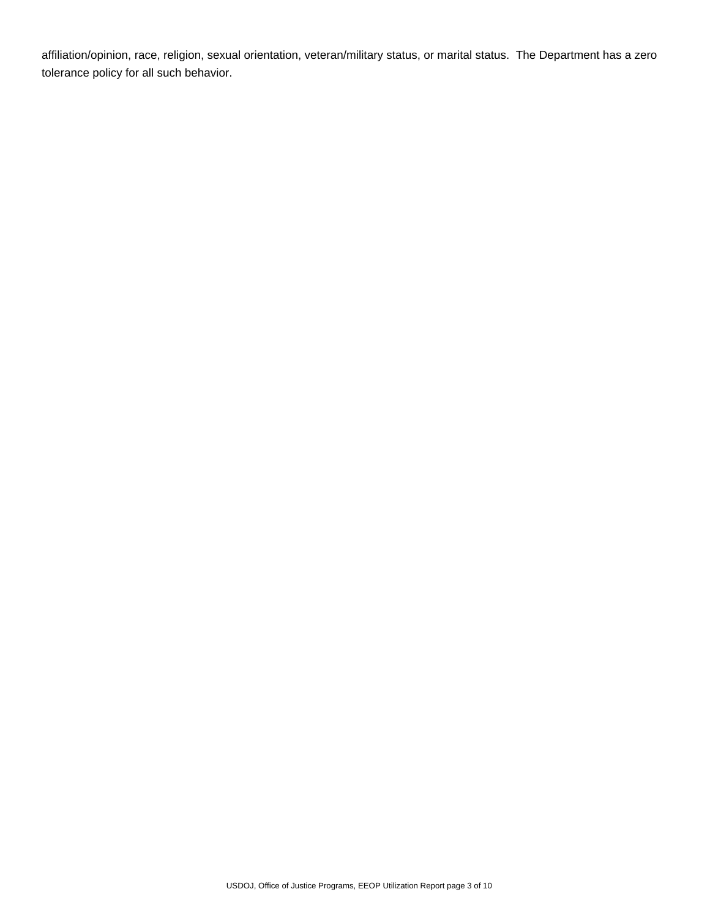affiliation/opinion, race, religion, sexual orientation, veteran/military status, or marital status. The Department has a zero tolerance policy for all such behavior.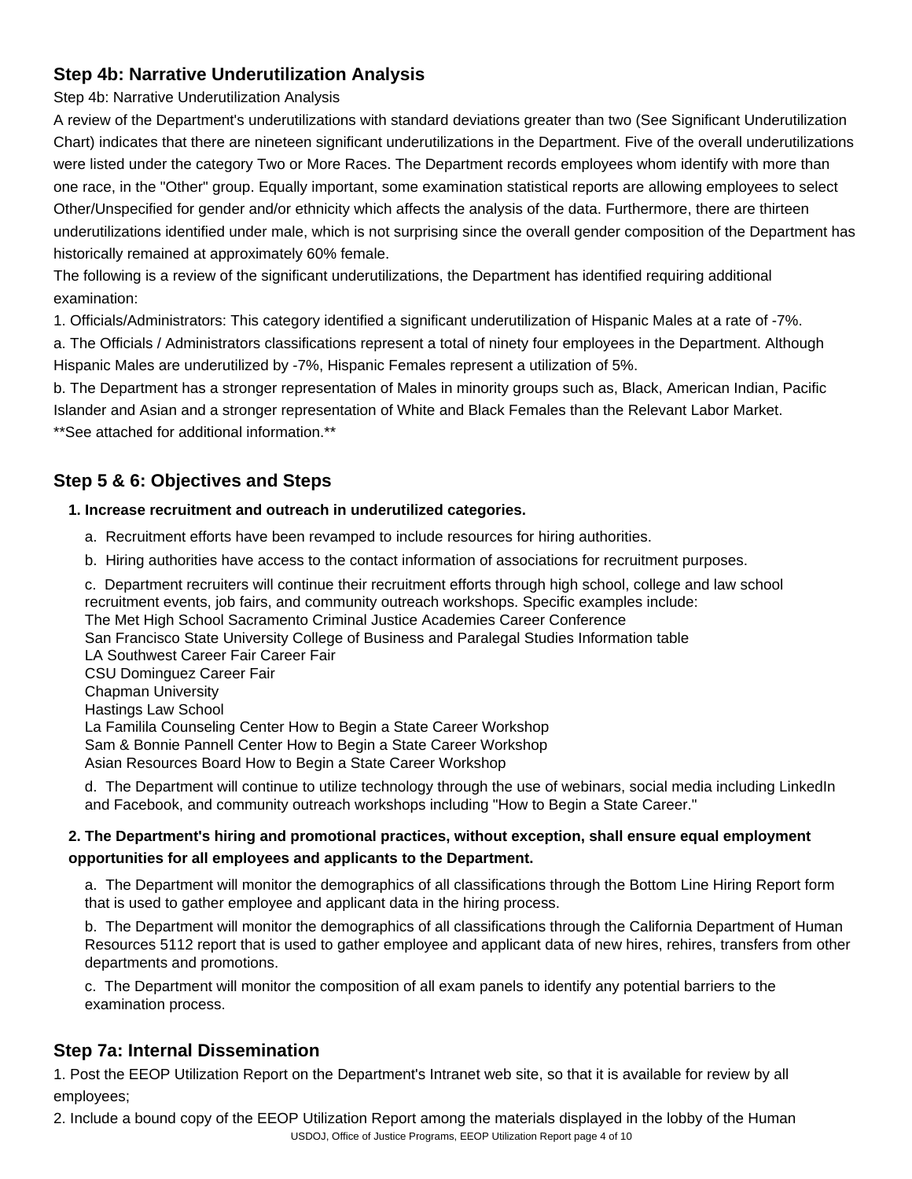## Step 4b: Narrative Underutilization Analysis

Step 4b: Narrative Underutilization Analysis

A review of the Department's underutilizations with standard deviations greater than two (See Significant Underutilization Chart) indicates that there are nineteen significant underutilizations in the Department. Five of the overall underutilizations were listed under the category Two or More Races. The Department records employees whom identify with more than one race, in the "Other" group. Equally important, some examination statistical reports are allowing employees to select Other/Unspecified for gender and/or ethnicity which affects the analysis of the data. Furthermore, there are thirteen underutilizations identified under male, which is not surprising since the overall gender composition of the Department has historically remained at approximately 60% female.

The following is a review of the significant underutilizations, the Department has identified requiring additional examination:

1. Officials/Administrators: This category identified a significant underutilization of Hispanic Males at a rate of -7%.

a. The Officials / Administrators classifications represent a total of ninety four employees in the Department. Although Hispanic Males are underutilized by -7%, Hispanic Females represent a utilization of 5%.

b. The Department has a stronger representation of Males in minority groups such as, Black, American Indian, Pacific Islander and Asian and a stronger representation of White and Black Females than the Relevant Labor Market.

**See attached for additional information.**

## Step 5 & 6: Objectives and Steps

**1. Increase recruitment and outreach in underutilized categories.**

a. Recruitment efforts have been revamped to include resources for hiring authorities.

b. Hiring authorities have access to the contact information of associations for recruitment purposes.

c. Department recruiters will continue their recruitment efforts through high school, college and law school recruitment events, job fairs, and community outreach workshops. Specific examples include:
The Met High School Sacramento Criminal Justice Academies Career Conference
San Francisco State University College of Business and Paralegal Studies Information table
LA Southwest Career Fair Career Fair
CSU Dominguez Career Fair
Chapman University
Hastings Law School
La Famillila Counseling Center How to Begin a State Career Workshop
Sam & Bonnie Pannell Center How to Begin a State Career Workshop
Asian Resources Board How to Begin a State Career Workshop

d. The Department will continue to utilize technology through the use of webinars, social media including LinkedIn and Facebook, and community outreach workshops including "How to Begin a State Career."

**2. The Department's hiring and promotional practices, without exception, shall ensure equal employment opportunities for all employees and applicants to the Department.**

a. The Department will monitor the demographics of all classifications through the Bottom Line Hiring Report form that is used to gather employee and applicant data in the hiring process.

b. The Department will monitor the demographics of all classifications through the California Department of Human Resources 5112 report that is used to gather employee and applicant data of new hires, rehires, transfers from other departments and promotions.

c. The Department will monitor the composition of all exam panels to identify any potential barriers to the examination process.

## Step 7a: Internal Dissemination

1. Post the EEOP Utilization Report on the Department's Intranet web site, so that it is available for review by all employees;

2. Include a bound copy of the EEOP Utilization Report among the materials displayed in the lobby of the Human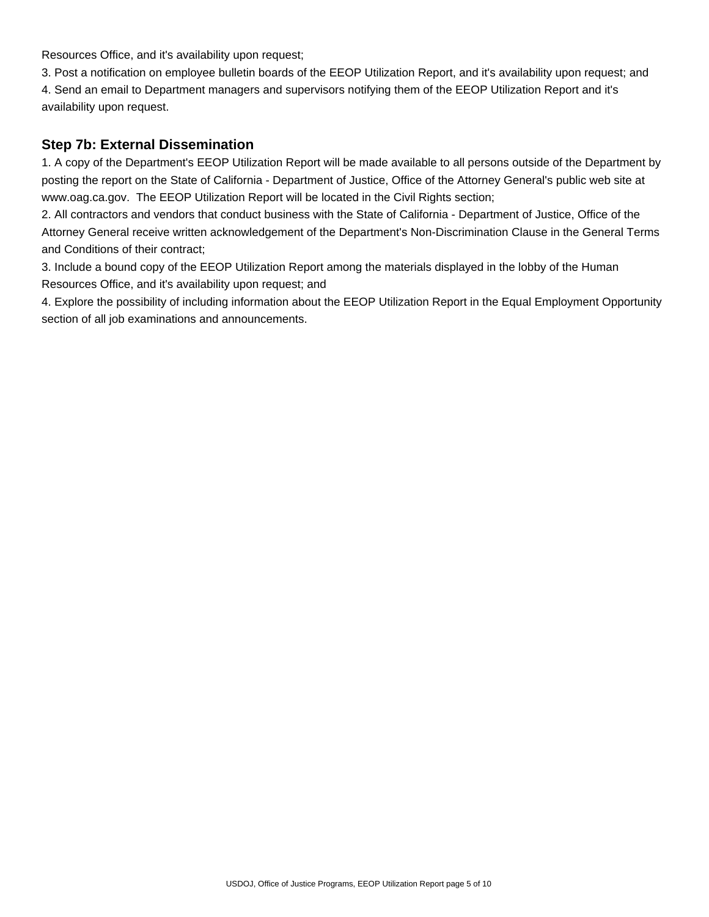Resources Office, and it's availability upon request;

3. Post a notification on employee bulletin boards of the EEOP Utilization Report, and it's availability upon request; and

4. Send an email to Department managers and supervisors notifying them of the EEOP Utilization Report and it's availability upon request.

### Step 7b: External Dissemination

1. A copy of the Department's EEOP Utilization Report will be made available to all persons outside of the Department by posting the report on the State of California - Department of Justice, Office of the Attorney General's public web site at www.oag.ca.gov. The EEOP Utilization Report will be located in the Civil Rights section;

2. All contractors and vendors that conduct business with the State of California - Department of Justice, Office of the Attorney General receive written acknowledgement of the Department's Non-Discrimination Clause in the General Terms and Conditions of their contract;

3. Include a bound copy of the EEOP Utilization Report among the materials displayed in the lobby of the Human Resources Office, and it's availability upon request; and

4. Explore the possibility of including information about the EEOP Utilization Report in the Equal Employment Opportunity section of all job examinations and announcements.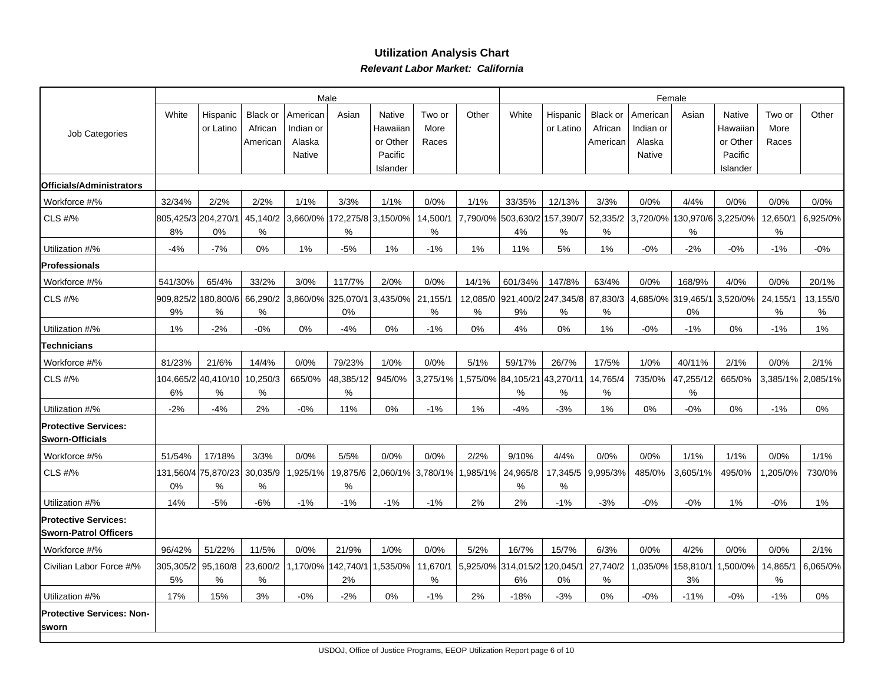## Utilization Analysis Chart

***Relevant Labor Market: California***

| Job Categories | Male | | | | | | | | Female | | | | | | | |
|---|---|---|---|---|---|---|---|---|---|---|---|---|---|---|---|---|
| | White | Hispanic or Latino | Black or African American | American Indian or Alaska Native | Asian | Native Hawaiian or Other Pacific Islander | Two or More Races | Other | White | Hispanic or Latino | Black or African American | American Indian or Alaska Native | Asian | Native Hawaiian or Other Pacific Islander | Two or More Races | Other |
| **Officials/Administrators** | | | | | | | | | | | | | | | | |
| Workforce #/% | 32/34% | 2/2% | 2/2% | 1/1% | 3/3% | 1/1% | 0/0% | 1/1% | 33/35% | 12/13% | 3/3% | 0/0% | 4/4% | 0/0% | 0/0% | 0/0% |
| CLS #/% | 805,425/38% | 204,270/10% | 45,140/2% | 3,660/0% | 172,275/8% | 3,150/0% | 14,500/1% | 7,790/0% | 503,630/24% | 157,390/7% | 52,335/2% | 3,720/0% | 130,970/6% | 3,225/0% | 12,650/1% | 6,925/0% |
| Utilization #/% | -4% | -7% | 0% | 1% | -5% | 1% | -1% | 1% | 11% | 5% | 1% | -0% | -2% | -0% | -1% | -0% |
| **Professionals** | | | | | | | | | | | | | | | | |
| Workforce #/% | 541/30% | 65/4% | 33/2% | 3/0% | 117/7% | 2/0% | 0/0% | 14/1% | 601/34% | 147/8% | 63/4% | 0/0% | 168/9% | 4/0% | 0/0% | 20/1% |
| CLS #/% | 909,825/29% | 180,800/6% | 66,290/2% | 3,860/0% | 325,070/10% | 3,435/0% | 21,155/1% | 12,085/0% | 921,400/29% | 247,345/8% | 87,830/3% | 4,685/0% | 319,465/10% | 3,520/0% | 24,155/1% | 13,155/0% |
| Utilization #/% | 1% | -2% | -0% | 0% | -4% | 0% | -1% | 0% | 4% | 0% | 1% | -0% | -1% | 0% | -1% | 1% |
| **Technicians** | | | | | | | | | | | | | | | | |
| Workforce #/% | 81/23% | 21/6% | 14/4% | 0/0% | 79/23% | 1/0% | 0/0% | 5/1% | 59/17% | 26/7% | 17/5% | 1/0% | 40/11% | 2/1% | 0/0% | 2/1% |
| CLS #/% | 104,665/26% | 40,410/10% | 10,250/3% | 665/0% | 48,385/12% | 945/0% | 3,275/1% | 1,575/0% | 84,105/21% | 43,270/11% | 14,765/4% | 735/0% | 47,255/12% | 665/0% | 3,385/1% | 2,085/1% |
| Utilization #/% | -2% | -4% | 2% | -0% | 11% | 0% | -1% | 1% | -4% | -3% | 1% | 0% | -0% | 0% | -1% | 0% |
| **Protective Services: Sworn-Officials** | | | | | | | | | | | | | | | | |
| Workforce #/% | 51/54% | 17/18% | 3/3% | 0/0% | 5/5% | 0/0% | 0/0% | 2/2% | 9/10% | 4/4% | 0/0% | 0/0% | 1/1% | 1/1% | 0/0% | 1/1% |
| CLS #/% | 131,560/40% | 75,870/23% | 30,035/9% | 1,925/1% | 19,875/6% | 2,060/1% | 3,780/1% | 1,985/1% | 24,965/8% | 17,345/5% | 9,995/3% | 485/0% | 3,605/1% | 495/0% | 1,205/0% | 730/0% |
| Utilization #/% | 14% | -5% | -6% | -1% | -1% | -1% | -1% | 2% | 2% | -1% | -3% | -0% | -0% | 1% | -0% | 1% |
| **Protective Services: Sworn-Patrol Officers** | | | | | | | | | | | | | | | | |
| Workforce #/% | 96/42% | 51/22% | 11/5% | 0/0% | 21/9% | 1/0% | 0/0% | 5/2% | 16/7% | 15/7% | 6/3% | 0/0% | 4/2% | 0/0% | 0/0% | 2/1% |
| Civilian Labor Force #/% | 305,305/25% | 95,160/8% | 23,600/2% | 1,170/0% | 142,740/12% | 1,535/0% | 11,670/1% | 5,925/0% | 314,015/26% | 120,045/10% | 27,740/2% | 1,035/0% | 158,810/13% | 1,500/0% | 14,865/1% | 6,065/0% |
| Utilization #/% | 17% | 15% | 3% | -0% | -2% | 0% | -1% | 2% | -18% | -3% | 0% | -0% | -11% | -0% | -1% | 0% |
| **Protective Services: Non-sworn** | | | | | | | | | | | | | | | | |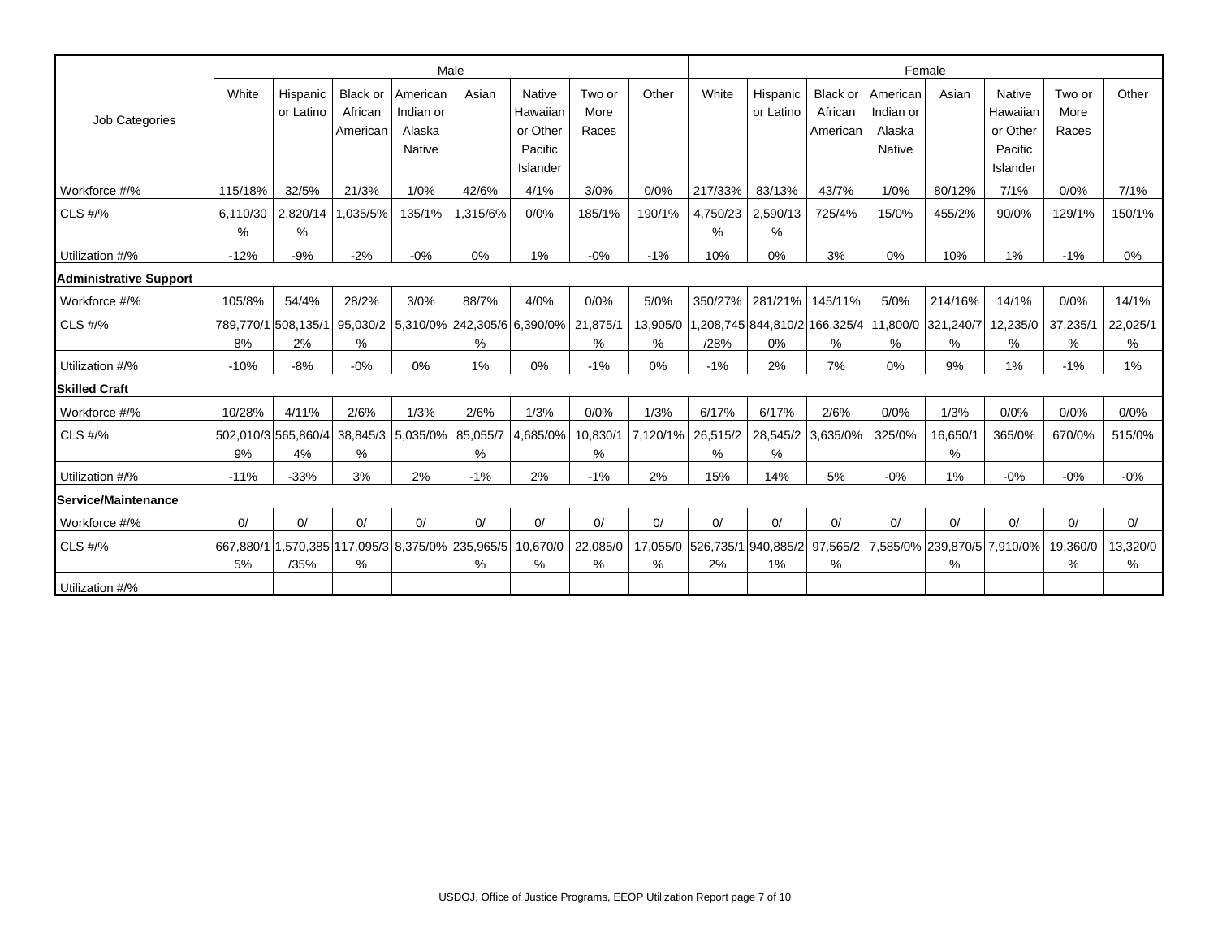| Job Categories | Male | | | | | | | | Female | | | | | | | |
|---|---|---|---|---|---|---|---|---|---|---|---|---|---|---|---|---|
| | White | Hispanic or Latino | Black or African American | American Indian or Alaska Native | Asian | Native Hawaiian or Other Pacific Islander | Two or More Races | Other | White | Hispanic or Latino | Black or African American | American Indian or Alaska Native | Asian | Native Hawaiian or Other Pacific Islander | Two or More Races | Other |
| Workforce #/% | 115/18% | 32/5% | 21/3% | 1/0% | 42/6% | 4/1% | 3/0% | 0/0% | 217/33% | 83/13% | 43/7% | 1/0% | 80/12% | 7/1% | 0/0% | 7/1% |
| CLS #/% | 6,110/30% | 2,820/14% | 1,035/5% | 135/1% | 1,315/6% | 0/0% | 185/1% | 190/1% | 4,750/23% | 2,590/13% | 725/4% | 15/0% | 455/2% | 90/0% | 129/1% | 150/1% |
| Utilization #/% | -12% | -9% | -2% | -0% | 0% | 1% | -0% | -1% | 10% | 0% | 3% | 0% | 10% | 1% | -1% | 0% |
| **Administrative Support** | | | | | | | | | | | | | | | | |
| Workforce #/% | 105/8% | 54/4% | 28/2% | 3/0% | 88/7% | 4/0% | 0/0% | 5/0% | 350/27% | 281/21% | 145/11% | 5/0% | 214/16% | 14/1% | 0/0% | 14/1% |
| CLS #/% | 789,770/18% | 508,135/12% | 95,030/2% | 5,310/0% | 242,305/6% | 6,390/0% | 21,875/1% | 13,905/0% | 1,208,745/28% | 844,810/20% | 166,325/4% | 11,800/0% | 321,240/7% | 12,235/0% | 37,235/1% | 22,025/1% |
| Utilization #/% | -10% | -8% | -0% | 0% | 1% | 0% | -1% | 0% | -1% | 2% | 7% | 0% | 9% | 1% | -1% | 1% |
| **Skilled Craft** | | | | | | | | | | | | | | | | |
| Workforce #/% | 10/28% | 4/11% | 2/6% | 1/3% | 2/6% | 1/3% | 0/0% | 1/3% | 6/17% | 6/17% | 2/6% | 0/0% | 1/3% | 0/0% | 0/0% | 0/0% |
| CLS #/% | 502,010/39% | 565,860/44% | 38,845/3% | 5,035/0% | 85,055/7% | 4,685/0% | 10,830/1% | 7,120/1% | 26,515/2% | 28,545/2% | 3,635/0% | 325/0% | 16,650/1% | 365/0% | 670/0% | 515/0% |
| Utilization #/% | -11% | -33% | 3% | 2% | -1% | 2% | -1% | 2% | 15% | 14% | 5% | -0% | 1% | -0% | -0% | -0% |
| **Service/Maintenance** | | | | | | | | | | | | | | | | |
| Workforce #/% | 0/ | 0/ | 0/ | 0/ | 0/ | 0/ | 0/ | 0/ | 0/ | 0/ | 0/ | 0/ | 0/ | 0/ | 0/ | 0/ |
| CLS #/% | 667,880/15% | 1,570,385/35% | 117,095/3% | 8,375/0% | 235,965/5% | 10,670/0% | 22,085/0% | 17,055/0% | 526,735/12% | 940,885/21% | 97,565/2% | 7,585/0% | 239,870/5% | 7,910/0% | 19,360/0% | 13,320/0% |
| Utilization #/% | | | | | | | | | | | | | | | | |

USDOJ, Office of Justice Programs, EEOP Utilization Report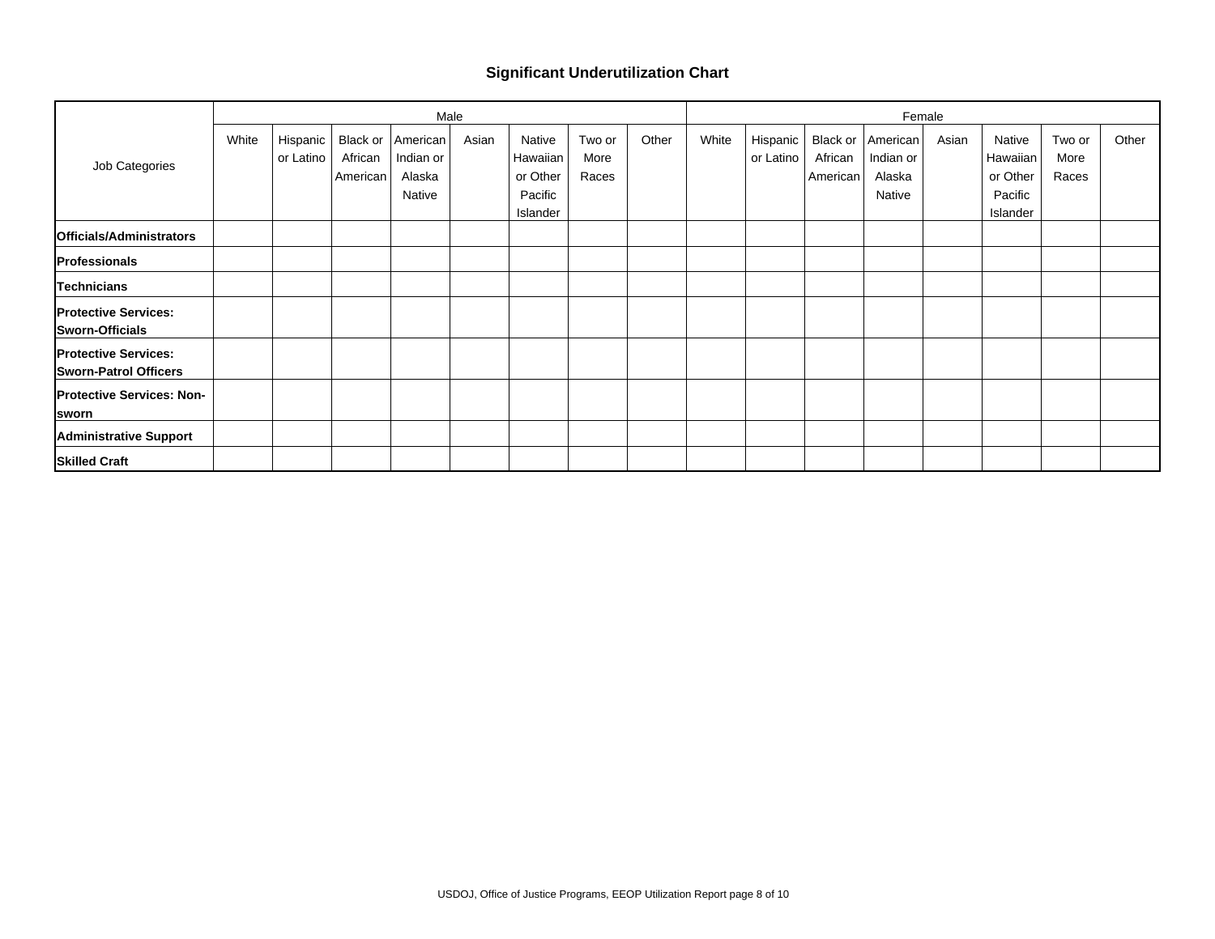### Significant Underutilization Chart

| Job Categories | Male | | | | | | | | Female | | | | | | | |
|---|---|---|---|---|---|---|---|---|---|---|---|---|---|---|---|---|
| | White | Hispanic or Latino | Black or African American | American Indian or Alaska Native | Asian | Native Hawaiian or Other Pacific Islander | Two or More Races | Other | White | Hispanic or Latino | Black or African American | American Indian or Alaska Native | Asian | Native Hawaiian or Other Pacific Islander | Two or More Races | Other |
| **Officials/Administrators** | | | | | | | | | | | | | | | | |
| **Professionals** | | | | | | | | | | | | | | | | |
| **Technicians** | | | | | | | | | | | | | | | | |
| **Protective Services: Sworn-Officials** | | | | | | | | | | | | | | | | |
| **Protective Services: Sworn-Patrol Officers** | | | | | | | | | | | | | | | | |
| **Protective Services: Non-sworn** | | | | | | | | | | | | | | | | |
| **Administrative Support** | | | | | | | | | | | | | | | | |
| **Skilled Craft** | | | | | | | | | | | | | | | | |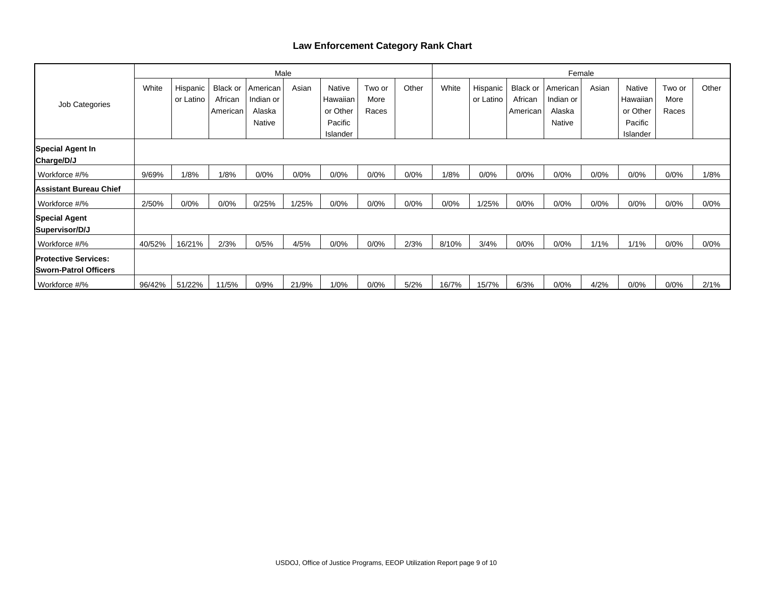# Law Enforcement Category Rank Chart

| Job Categories | Male | | | | | | | | Female | | | | | | | |
|---|---|---|---|---|---|---|---|---|---|---|---|---|---|---|---|---|
| | White | Hispanic or Latino | Black or African American | American Indian or Alaska Native | Asian | Native Hawaiian or Other Pacific Islander | Two or More Races | Other | White | Hispanic or Latino | Black or African American | American Indian or Alaska Native | Asian | Native Hawaiian or Other Pacific Islander | Two or More Races | Other |
| **Special Agent In Charge/D/J** | | | | | | | | | | | | | | | | |
| Workforce #/% | 9/69% | 1/8% | 1/8% | 0/0% | 0/0% | 0/0% | 0/0% | 0/0% | 1/8% | 0/0% | 0/0% | 0/0% | 0/0% | 0/0% | 0/0% | 1/8% |
| **Assistant Bureau Chief** | | | | | | | | | | | | | | | | |
| Workforce #/% | 2/50% | 0/0% | 0/0% | 0/25% | 1/25% | 0/0% | 0/0% | 0/0% | 0/0% | 1/25% | 0/0% | 0/0% | 0/0% | 0/0% | 0/0% | 0/0% |
| **Special Agent Supervisor/D/J** | | | | | | | | | | | | | | | | |
| Workforce #/% | 40/52% | 16/21% | 2/3% | 0/5% | 4/5% | 0/0% | 0/0% | 2/3% | 8/10% | 3/4% | 0/0% | 0/0% | 1/1% | 1/1% | 0/0% | 0/0% |
| **Protective Services: Sworn-Patrol Officers** | | | | | | | | | | | | | | | | |
| Workforce #/% | 96/42% | 51/22% | 11/5% | 0/9% | 21/9% | 1/0% | 0/0% | 5/2% | 16/7% | 15/7% | 6/3% | 0/0% | 4/2% | 0/0% | 0/0% | 2/1% |

USDOJ, Office of Justice Programs, EEOP Utilization Report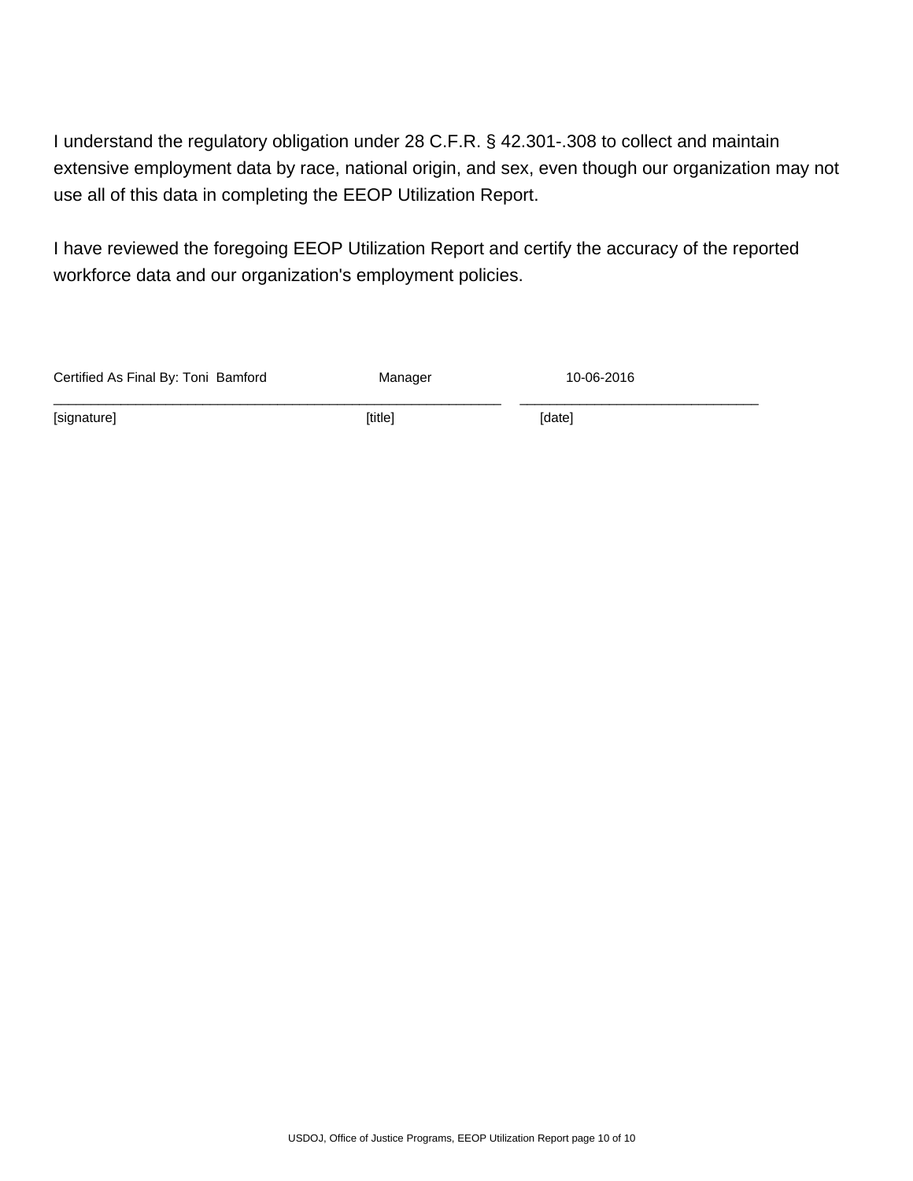I understand the regulatory obligation under 28 C.F.R. § 42.301-.308 to collect and maintain extensive employment data by race, national origin, and sex, even though our organization may not use all of this data in completing the EEOP Utilization Report.

I have reviewed the foregoing EEOP Utilization Report and certify the accuracy of the reported workforce data and our organization's employment policies.

Certified As Final By: Toni Bamford Manager 10-06-2016

[signature] [title] [date]